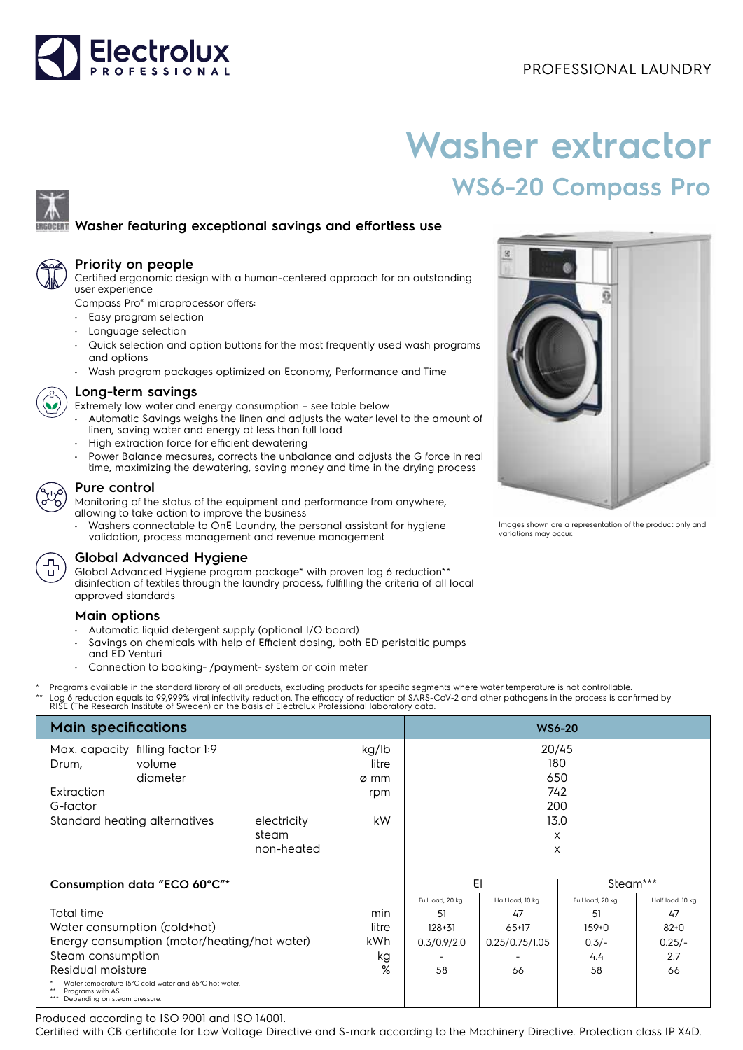PROFESSIONAL LAUNDRY

# Washer extractor

## WS6-20 Compass Pro

### Washer featuring exceptional savings and effortless use

### Priority on people

Certified ergonomic design with a human-centered approach for an outstanding user experience

Compass Pro® microprocessor offers:

- Easy program selection
- Language selection
- Quick selection and option buttons for the most frequently used wash programs and options
- Wash program packages optimized on Economy, Performance and Time

### Long-term savings

Extremely low water and energy consumption – see table below

- Automatic Savings weighs the linen and adjusts the water level to the amount of linen, saving water and energy at less than full load
- High extraction force for efficient dewatering
- Power Balance measures, corrects the unbalance and adjusts the G force in real time, maximizing the dewatering, saving money and time in the drying process

### Pure control

Monitoring of the status of the equipment and performance from anywhere, allowing to take action to improve the business

- Washers connectable to OnE Laundry, the personal assistant for hygiene validation, process management and revenue management

### Global Advanced Hygiene

Global Advanced Hygiene program package* with proven log 6 reduction** disinfection of textiles through the laundry process, fulfilling the criteria of all local approved standards

### Main options

- Automatic liquid detergent supply (optional I/O board)
- Savings on chemicals with help of Efficient dosing, both ED peristaltic pumps and ED Venturi
- Connection to booking- /payment- system or coin meter

Images shown are a representation of the product only and variations may occur.

\* Programs available in the standard library of all products, excluding products for specific segments where water temperature is not controllable.
\** Log 6 reduction equals to 99,999% viral infectivity reduction. The efficacy of reduction of SARS-CoV-2 and other pathogens in the process is confirmed by RISE (The Research Institute of Sweden) on the basis of Electrolux Professional laboratory data.

| Main specifications | | | | WS6-20 | | | |
|---|---|---|---|---|---|---|---|
| Max. capacity | filling factor 1:9 | | kg/lb | 20/45 | | | |
| Drum, | volume | | litre | 180 | | | |
| | diameter | | ø mm | 650 | | | |
| Extraction | | | rpm | 742 | | | |
| G-factor | | | | 200 | | | |
| Standard heating alternatives | | electricity | kW | 13.0 | | | |
| | | steam | | x | | | |
| | | non-heated | | x | | | |
| **Consumption data "ECO 60°C"*** | | | | El | | Steam*** | |
| | | | | Full load, 20 kg | Half load, 10 kg | Full load, 20 kg | Half load, 10 kg |
| Total time | | | min | 51 | 47 | 51 | 47 |
| Water consumption (cold+hot) | | | litre | 128+31 | 65+17 | 159+0 | 82+0 |
| Energy consumption (motor/heating/hot water) | | | kWh | 0.3/0.9/2.0 | 0.25/0.75/1.05 | 0.3/- | 0.25/- |
| Steam consumption | | | kg | - | - | 4.4 | 2.7 |
| Residual moisture | | | % | 58 | 66 | 58 | 66 |

\* Water temperature 15°C cold water and 65°C hot water.
\** Programs with AS.
\*** Depending on steam pressure.

Produced according to ISO 9001 and ISO 14001.
Certified with CB certificate for Low Voltage Directive and S-mark according to the Machinery Directive. Protection class IP X4D.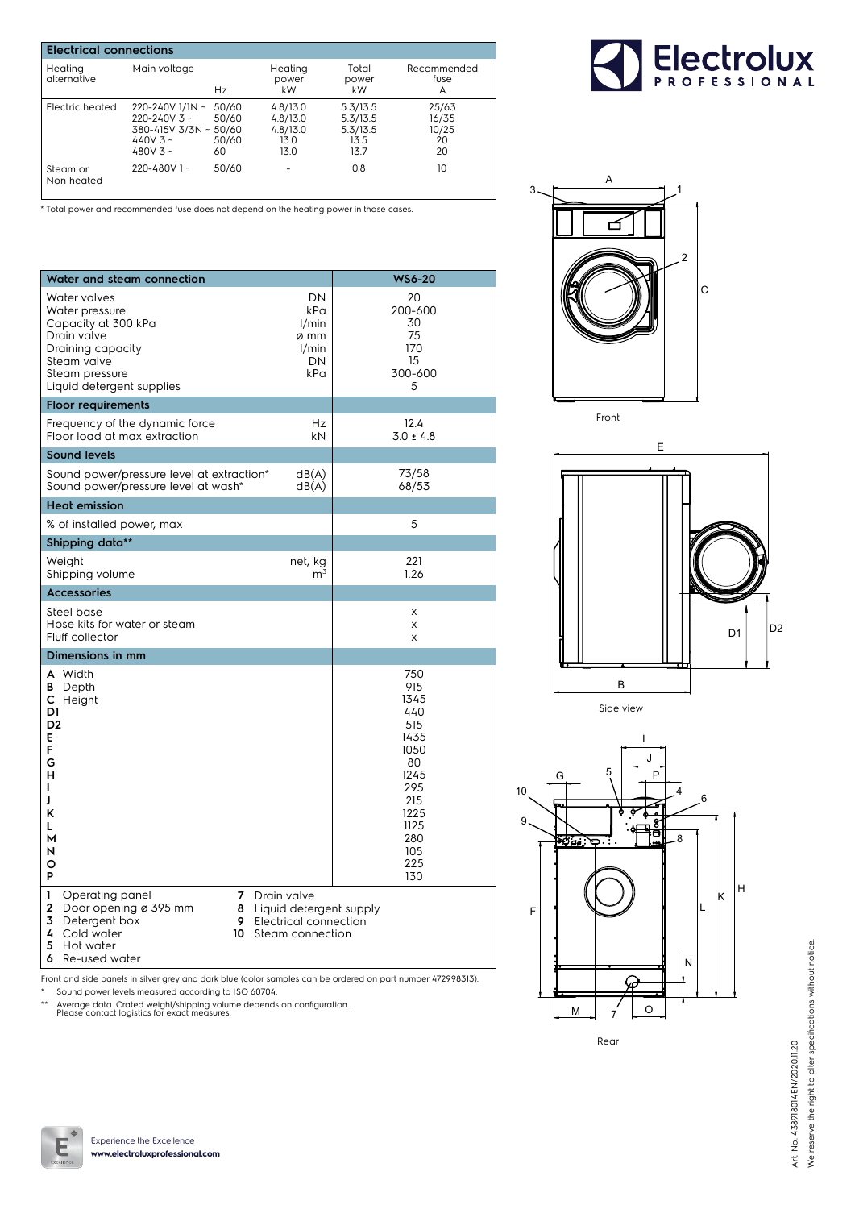## Electrical connections

| Heating alternative | Main voltage | Hz | Heating power kW | Total power kW | Recommended fuse A |
|---|---|---|---|---|---|
| Electric heated | 220-240V 1/1N ~ | 50/60 | 4.8/13.0 | 5.3/13.5 | 25/63 |
| | 220-240V 3 ~ | 50/60 | 4.8/13.0 | 5.3/13.5 | 16/35 |
| | 380-415V 3/3N ~ | 50/60 | 4.8/13.0 | 5.3/13.5 | 10/25 |
| | 440V 3 ~ | 50/60 | 13.0 | 13.5 | 20 |
| | 480V 3 ~ | 60 | 13.0 | 13.7 | 20 |
| Steam or Non heated | 220-480V 1 ~ | 50/60 | - | 0.8 | 10 |

\* Total power and recommended fuse does not depend on the heating power in those cases.

| Water and steam connection | | WS6-20 |
|---|---|---|
| Water valves | DN | 20 |
| Water pressure | kPa | 200-600 |
| Capacity at 300 kPa | l/min | 30 |
| Drain valve | ø mm | 75 |
| Draining capacity | l/min | 170 |
| Steam valve | DN | 15 |
| Steam pressure | kPa | 300-600 |
| Liquid detergent supplies | | 5 |
| **Floor requirements** | | |
| Frequency of the dynamic force | Hz | 12.4 |
| Floor load at max extraction | kN | 3.0 ± 4.8 |
| **Sound levels** | | |
| Sound power/pressure level at extraction* | dB(A) | 73/58 |
| Sound power/pressure level at wash* | dB(A) | 68/53 |
| **Heat emission** | | |
| % of installed power, max | | 5 |
| **Shipping data**\*\* | | |
| Weight | net, kg | 221 |
| Shipping volume | m³ | 1.26 |
| **Accessories** | | |
| Steel base | | x |
| Hose kits for water or steam | | x |
| Fluff collector | | x |
| **Dimensions in mm** | | |
| **A** Width | | 750 |
| **B** Depth | | 915 |
| **C** Height | | 1345 |
| **D1** | | 440 |
| **D2** | | 515 |
| **E** | | 1435 |
| **F** | | 1050 |
| **G** | | 80 |
| **H** | | 1245 |
| **I** | | 295 |
| **J** | | 215 |
| **K** | | 1225 |
| **L** | | 1125 |
| **M** | | 280 |
| **N** | | 105 |
| **O** | | 225 |
| **P** | | 130 |

1. Operating panel
2. Door opening ø 395 mm
3. Detergent box
4. Cold water
5. Hot water
6. Re-used water
7. Drain valve
8. Liquid detergent supply
9. Electrical connection
10. Steam connection

Front and side panels in silver grey and dark blue (color samples can be ordered on part number 472998313).

\* Sound power levels measured according to ISO 60704.

\*\* Average data. Crated weight/shipping volume depends on configuration. Please contact logistics for exact measures.

Front

Side view

Rear

Experience the Excellence
**www.electroluxprofessional.com**

Art. No. 438918014EN/20201120
We reserve the right to alter specifications without notice.